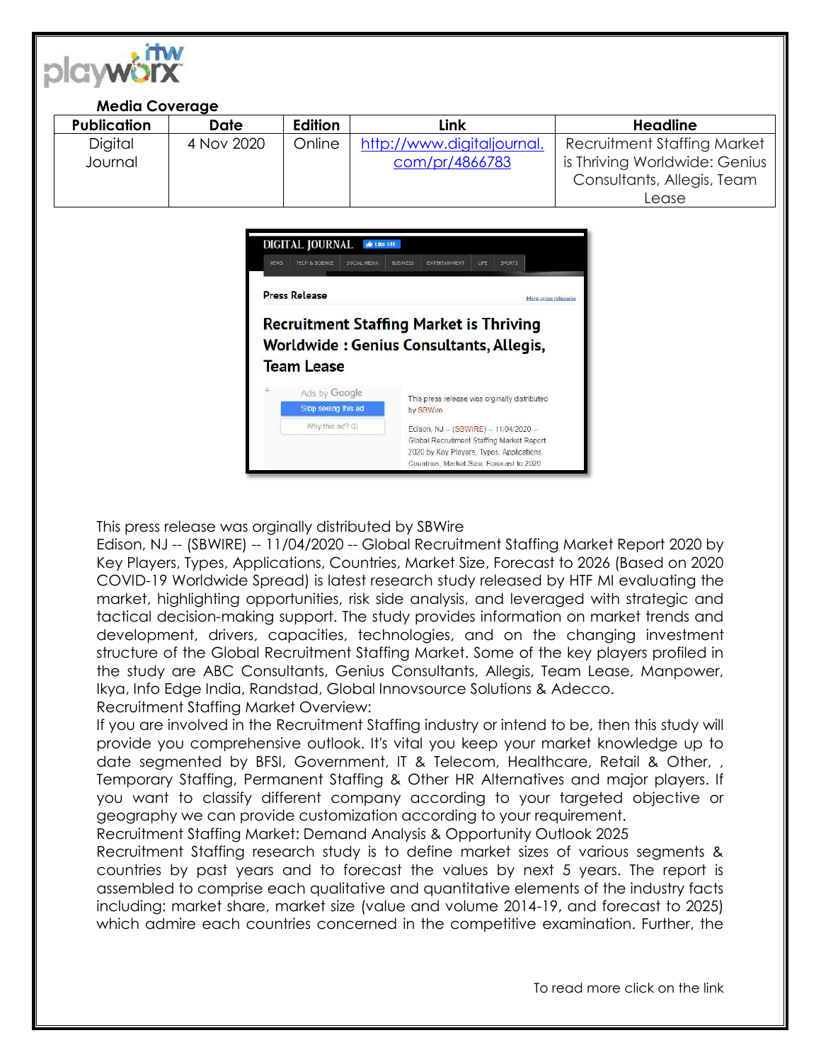**Media Coverage**

| Publication | Date | Edition | Link | Headline |
|---|---|---|---|---|
| Digital Journal | 4 Nov 2020 | Online | http://www.digitaljournal.com/pr/4866783 | Recruitment Staffing Market is Thriving Worldwide: Genius Consultants, Allegis, Team Lease |

This press release was orginally distributed by SBWire
Edison, NJ -- (SBWIRE) -- 11/04/2020 -- Global Recruitment Staffing Market Report 2020 by Key Players, Types, Applications, Countries, Market Size, Forecast to 2026 (Based on 2020 COVID-19 Worldwide Spread) is latest research study released by HTF MI evaluating the market, highlighting opportunities, risk side analysis, and leveraged with strategic and tactical decision-making support. The study provides information on market trends and development, drivers, capacities, technologies, and on the changing investment structure of the Global Recruitment Staffing Market. Some of the key players profiled in the study are ABC Consultants, Genius Consultants, Allegis, Team Lease, Manpower, Ikya, Info Edge India, Randstad, Global Innovsource Solutions & Adecco.
Recruitment Staffing Market Overview:
If you are involved in the Recruitment Staffing industry or intend to be, then this study will provide you comprehensive outlook. It's vital you keep your market knowledge up to date segmented by BFSI, Government, IT & Telecom, Healthcare, Retail & Other, , Temporary Staffing, Permanent Staffing & Other HR Alternatives and major players. If you want to classify different company according to your targeted objective or geography we can provide customization according to your requirement.
Recruitment Staffing Market: Demand Analysis & Opportunity Outlook 2025
Recruitment Staffing research study is to define market sizes of various segments & countries by past years and to forecast the values by next 5 years. The report is assembled to comprise each qualitative and quantitative elements of the industry facts including: market share, market size (value and volume 2014-19, and forecast to 2025) which admire each countries concerned in the competitive examination. Further, the

To read more click on the link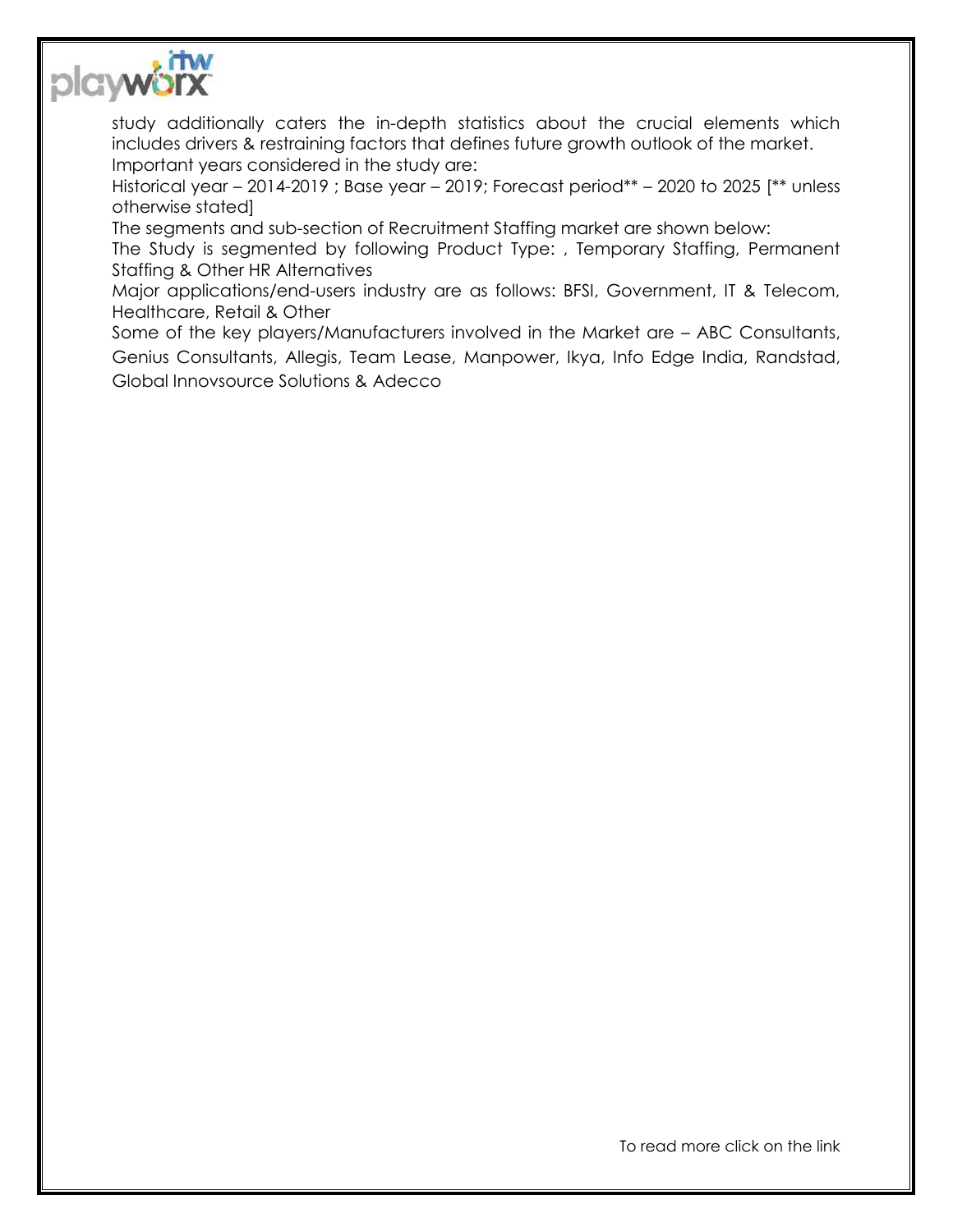study additionally caters the in-depth statistics about the crucial elements which includes drivers & restraining factors that defines future growth outlook of the market.

Important years considered in the study are:

Historical year – 2014-2019 ; Base year – 2019; Forecast period** – 2020 to 2025 [** unless otherwise stated]

The segments and sub-section of Recruitment Staffing market are shown below:

The Study is segmented by following Product Type: , Temporary Staffing, Permanent Staffing & Other HR Alternatives

Major applications/end-users industry are as follows: BFSI, Government, IT & Telecom, Healthcare, Retail & Other

Some of the key players/Manufacturers involved in the Market are – ABC Consultants, Genius Consultants, Allegis, Team Lease, Manpower, Ikya, Info Edge India, Randstad, Global Innovsource Solutions & Adecco

To read more click on the link